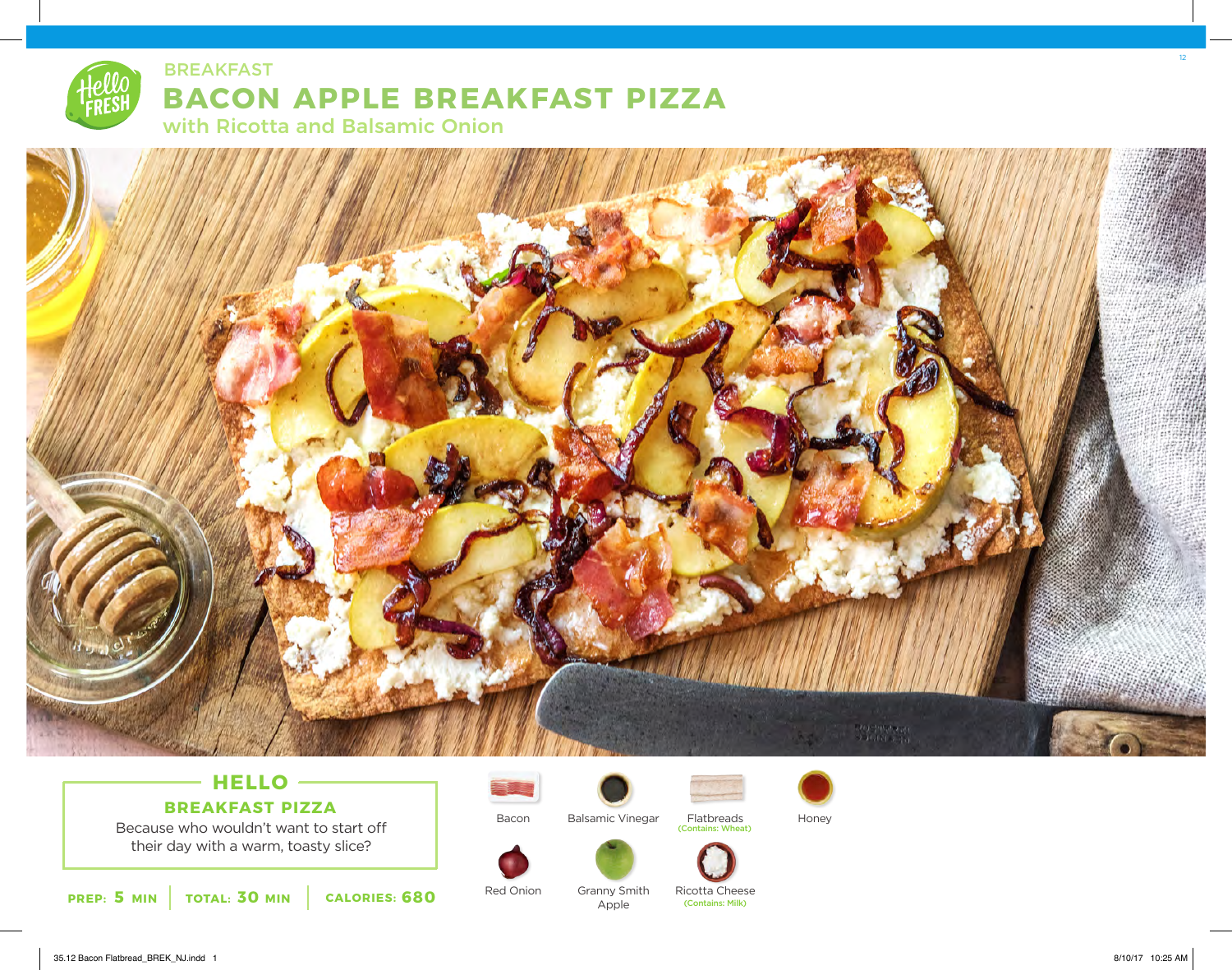BREAKFAST

# BACON APPLE BREAKFAST PIZZA

## with Ricotta and Balsamic Onion

### HELLO

**BREAKFAST PIZZA**

Because who wouldn't want to start off their day with a warm, toasty slice?

**PREP:** 5 MIN | **TOTAL:** 30 MIN | **CALORIES:** 680

- Bacon
- Balsamic Vinegar
- Flatbreads (Contains: Wheat)
- Honey
- Red Onion
- Granny Smith Apple
- Ricotta Cheese (Contains: Milk)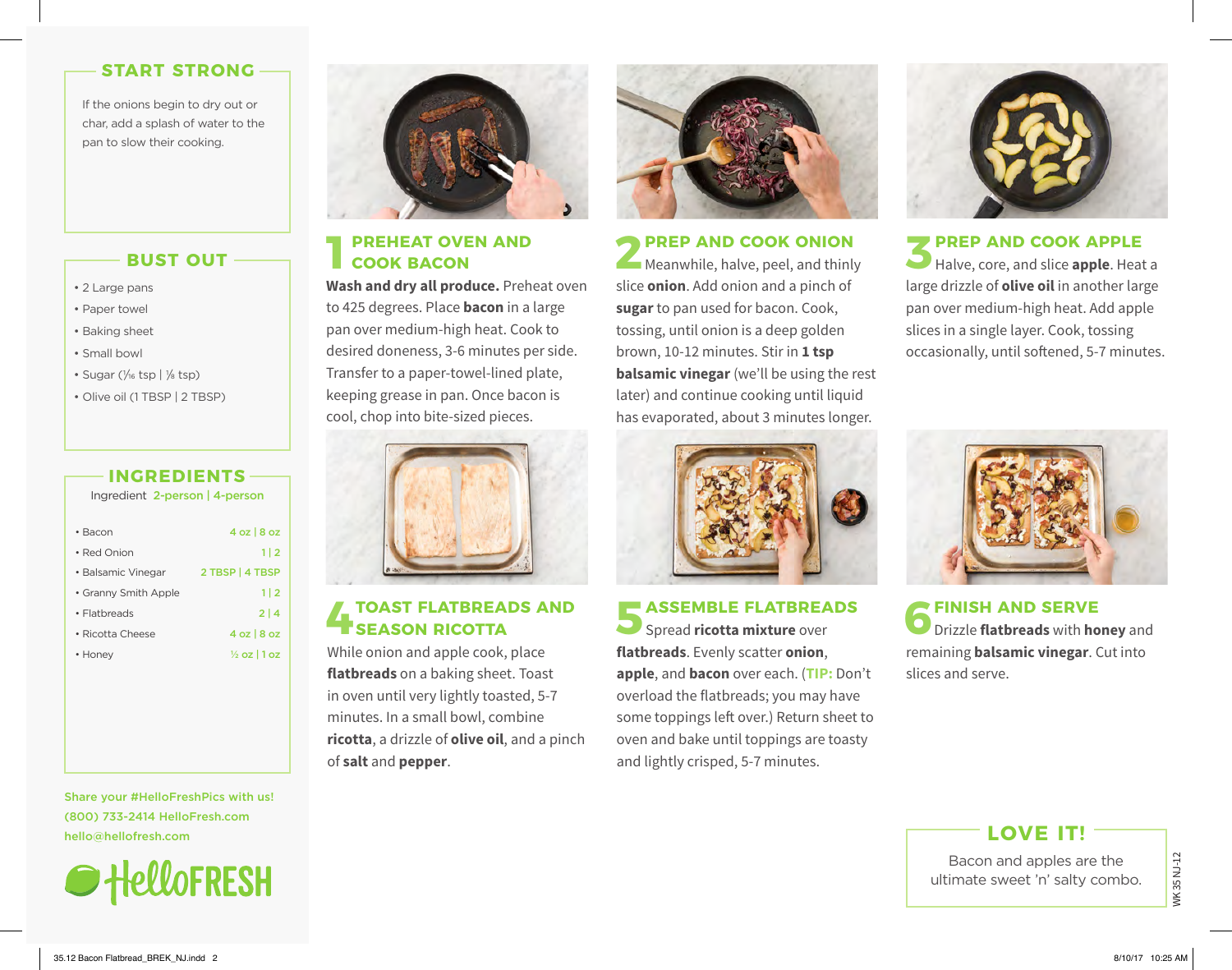## START STRONG

If the onions begin to dry out or char, add a splash of water to the pan to slow their cooking.

## BUST OUT

- 2 Large pans
- Paper towel
- Baking sheet
- Small bowl
- Sugar (1/16 tsp | 1/8 tsp)
- Olive oil (1 TBSP | 2 TBSP)

## INGREDIENTS

| Ingredient | 2-person \| 4-person |
|---|---|
| • Bacon | 4 oz \| 8 oz |
| • Red Onion | 1 \| 2 |
| • Balsamic Vinegar | 2 TBSP \| 4 TBSP |
| • Granny Smith Apple | 1 \| 2 |
| • Flatbreads | 2 \| 4 |
| • Ricotta Cheese | 4 oz \| 8 oz |
| • Honey | ½ oz \| 1 oz |

Share your #HelloFreshPics with us!
(800) 733-2414 HelloFresh.com
hello@hellofresh.com

HelloFRESH

### 1 PREHEAT OVEN AND COOK BACON

**Wash and dry all produce.** Preheat oven to 425 degrees. Place **bacon** in a large pan over medium-high heat. Cook to desired doneness, 3-6 minutes per side. Transfer to a paper-towel-lined plate, keeping grease in pan. Once bacon is cool, chop into bite-sized pieces.

### 2 PREP AND COOK ONION

Meanwhile, halve, peel, and thinly slice **onion**. Add onion and a pinch of **sugar** to pan used for bacon. Cook, tossing, until onion is a deep golden brown, 10-12 minutes. Stir in **1 tsp balsamic vinegar** (we'll be using the rest later) and continue cooking until liquid has evaporated, about 3 minutes longer.

### 3 PREP AND COOK APPLE

Halve, core, and slice **apple**. Heat a large drizzle of **olive oil** in another large pan over medium-high heat. Add apple slices in a single layer. Cook, tossing occasionally, until softened, 5-7 minutes.

### 4 TOAST FLATBREADS AND SEASON RICOTTA

While onion and apple cook, place **flatbreads** on a baking sheet. Toast in oven until very lightly toasted, 5-7 minutes. In a small bowl, combine **ricotta**, a drizzle of **olive oil**, and a pinch of **salt** and **pepper**.

### 5 ASSEMBLE FLATBREADS

Spread **ricotta mixture** over **flatbreads**. Evenly scatter **onion**, **apple**, and **bacon** over each. (**TIP:** Don't overload the flatbreads; you may have some toppings left over.) Return sheet to oven and bake until toppings are toasty and lightly crisped, 5-7 minutes.

### 6 FINISH AND SERVE

Drizzle **flatbreads** with **honey** and remaining **balsamic vinegar**. Cut into slices and serve.

## LOVE IT!

Bacon and apples are the ultimate sweet 'n' salty combo.

WK 35 NJ-12